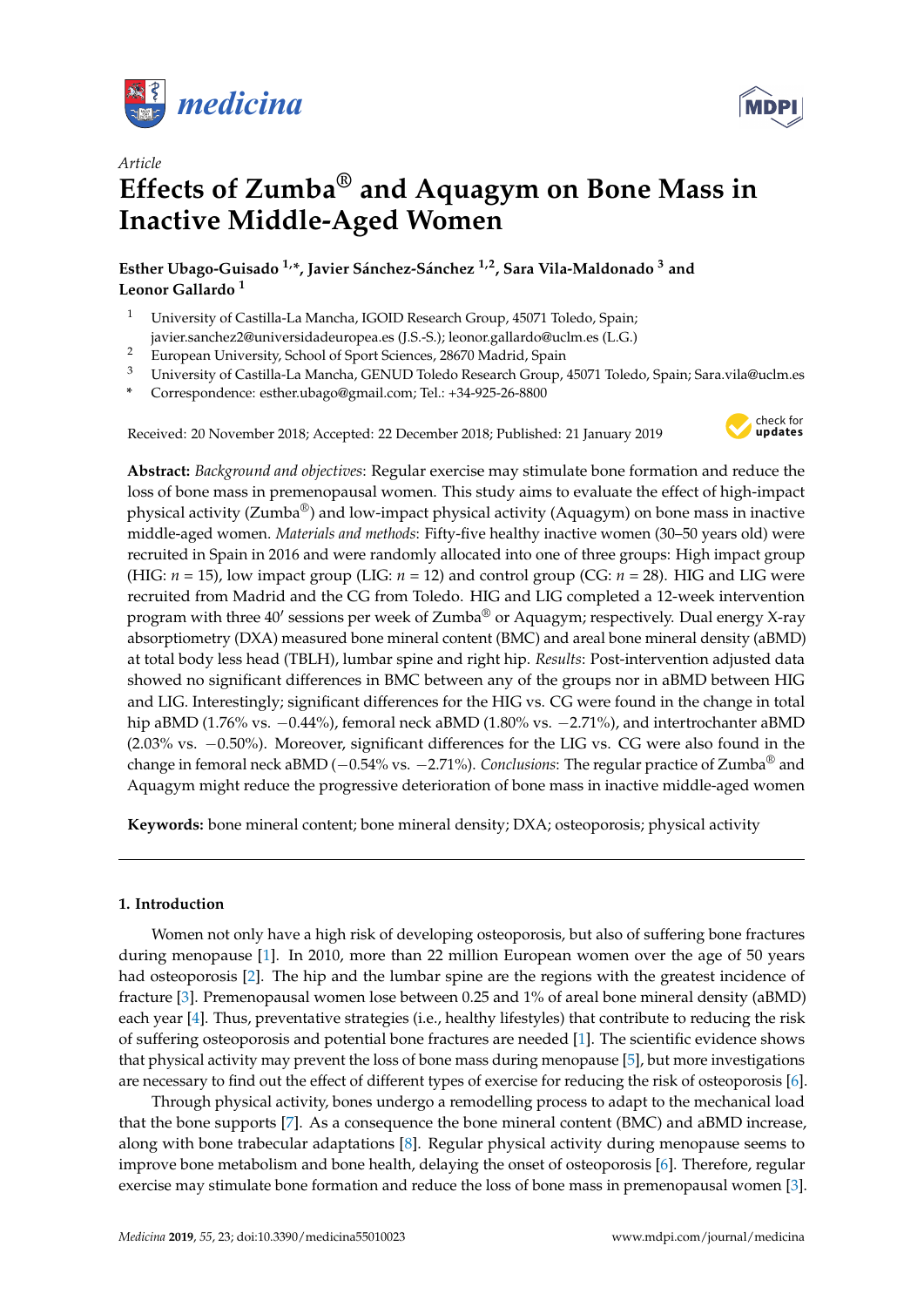*Article*

# Effects of Zumba® and Aquagym on Bone Mass in Inactive Middle-Aged Women

**Esther Ubago-Guisado [1,*], Javier Sánchez-Sánchez [1,2], Sara Vila-Maldonado [3] and Leonor Gallardo [1]**

[1] University of Castilla-La Mancha, IGOID Research Group, 45071 Toledo, Spain; javier.sanchez2@universidadeuropea.es (J.S.-S.); leonor.gallardo@uclm.es (L.G.)

[2] European University, School of Sport Sciences, 28670 Madrid, Spain

[3] University of Castilla-La Mancha, GENUD Toledo Research Group, 45071 Toledo, Spain; Sara.vila@uclm.es

\* Correspondence: esther.ubago@gmail.com; Tel.: +34-925-26-8800

Received: 20 November 2018; Accepted: 22 December 2018; Published: 21 January 2019

**Abstract:** *Background and objectives*: Regular exercise may stimulate bone formation and reduce the loss of bone mass in premenopausal women. This study aims to evaluate the effect of high-impact physical activity (Zumba®) and low-impact physical activity (Aquagym) on bone mass in inactive middle-aged women. *Materials and methods*: Fifty-five healthy inactive women (30–50 years old) were recruited in Spain in 2016 and were randomly allocated into one of three groups: High impact group (HIG: $n = 15$), low impact group (LIG: $n = 12$) and control group (CG: $n = 28$). HIG and LIG were recruited from Madrid and the CG from Toledo. HIG and LIG completed a 12-week intervention program with three 40′ sessions per week of Zumba® or Aquagym; respectively. Dual energy X-ray absorptiometry (DXA) measured bone mineral content (BMC) and areal bone mineral density (aBMD) at total body less head (TBLH), lumbar spine and right hip. *Results*: Post-intervention adjusted data showed no significant differences in BMC between any of the groups nor in aBMD between HIG and LIG. Interestingly; significant differences for the HIG vs. CG were found in the change in total hip aBMD (1.76% vs. −0.44%), femoral neck aBMD (1.80% vs. −2.71%), and intertrochanter aBMD (2.03% vs. −0.50%). Moreover, significant differences for the LIG vs. CG were also found in the change in femoral neck aBMD (−0.54% vs. −2.71%). *Conclusions*: The regular practice of Zumba® and Aquagym might reduce the progressive deterioration of bone mass in inactive middle-aged women

**Keywords:** bone mineral content; bone mineral density; DXA; osteoporosis; physical activity

## 1. Introduction

Women not only have a high risk of developing osteoporosis, but also of suffering bone fractures during menopause [1]. In 2010, more than 22 million European women over the age of 50 years had osteoporosis [2]. The hip and the lumbar spine are the regions with the greatest incidence of fracture [3]. Premenopausal women lose between 0.25 and 1% of areal bone mineral density (aBMD) each year [4]. Thus, preventative strategies (i.e., healthy lifestyles) that contribute to reducing the risk of suffering osteoporosis and potential bone fractures are needed [1]. The scientific evidence shows that physical activity may prevent the loss of bone mass during menopause [5], but more investigations are necessary to find out the effect of different types of exercise for reducing the risk of osteoporosis [6].

Through physical activity, bones undergo a remodelling process to adapt to the mechanical load that the bone supports [7]. As a consequence the bone mineral content (BMC) and aBMD increase, along with bone trabecular adaptations [8]. Regular physical activity during menopause seems to improve bone metabolism and bone health, delaying the onset of osteoporosis [6]. Therefore, regular exercise may stimulate bone formation and reduce the loss of bone mass in premenopausal women [3].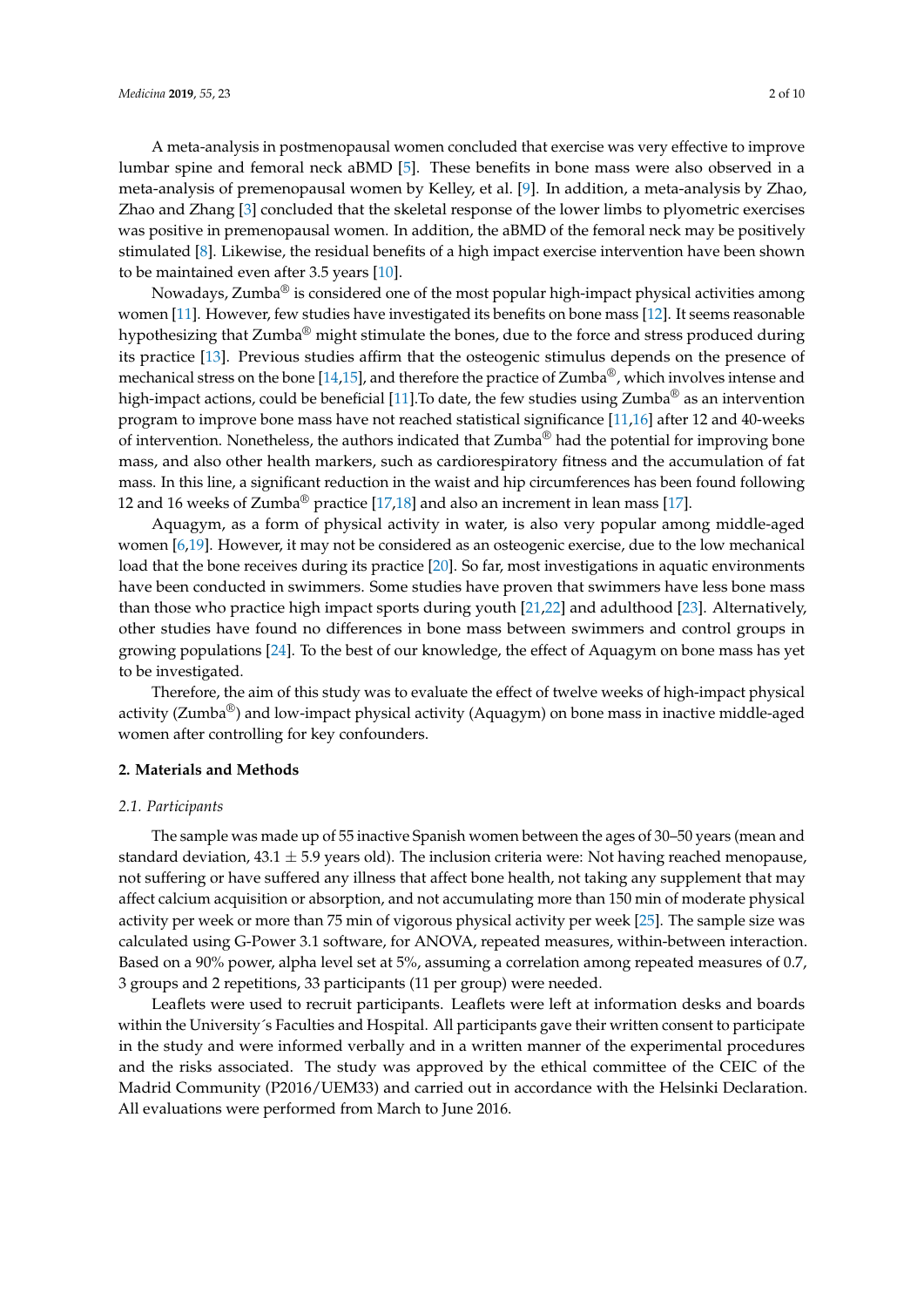A meta-analysis in postmenopausal women concluded that exercise was very effective to improve lumbar spine and femoral neck aBMD [5]. These benefits in bone mass were also observed in a meta-analysis of premenopausal women by Kelley, et al. [9]. In addition, a meta-analysis by Zhao, Zhao and Zhang [3] concluded that the skeletal response of the lower limbs to plyometric exercises was positive in premenopausal women. In addition, the aBMD of the femoral neck may be positively stimulated [8]. Likewise, the residual benefits of a high impact exercise intervention have been shown to be maintained even after 3.5 years [10].

Nowadays, Zumba® is considered one of the most popular high-impact physical activities among women [11]. However, few studies have investigated its benefits on bone mass [12]. It seems reasonable hypothesizing that Zumba® might stimulate the bones, due to the force and stress produced during its practice [13]. Previous studies affirm that the osteogenic stimulus depends on the presence of mechanical stress on the bone [14,15], and therefore the practice of Zumba®, which involves intense and high-impact actions, could be beneficial [11].To date, the few studies using Zumba® as an intervention program to improve bone mass have not reached statistical significance [11,16] after 12 and 40-weeks of intervention. Nonetheless, the authors indicated that Zumba® had the potential for improving bone mass, and also other health markers, such as cardiorespiratory fitness and the accumulation of fat mass. In this line, a significant reduction in the waist and hip circumferences has been found following 12 and 16 weeks of Zumba® practice [17,18] and also an increment in lean mass [17].

Aquagym, as a form of physical activity in water, is also very popular among middle-aged women [6,19]. However, it may not be considered as an osteogenic exercise, due to the low mechanical load that the bone receives during its practice [20]. So far, most investigations in aquatic environments have been conducted in swimmers. Some studies have proven that swimmers have less bone mass than those who practice high impact sports during youth [21,22] and adulthood [23]. Alternatively, other studies have found no differences in bone mass between swimmers and control groups in growing populations [24]. To the best of our knowledge, the effect of Aquagym on bone mass has yet to be investigated.

Therefore, the aim of this study was to evaluate the effect of twelve weeks of high-impact physical activity (Zumba®) and low-impact physical activity (Aquagym) on bone mass in inactive middle-aged women after controlling for key confounders.

## 2. Materials and Methods

### *2.1. Participants*

The sample was made up of 55 inactive Spanish women between the ages of 30–50 years (mean and standard deviation, 43.1 ± 5.9 years old). The inclusion criteria were: Not having reached menopause, not suffering or have suffered any illness that affect bone health, not taking any supplement that may affect calcium acquisition or absorption, and not accumulating more than 150 min of moderate physical activity per week or more than 75 min of vigorous physical activity per week [25]. The sample size was calculated using G-Power 3.1 software, for ANOVA, repeated measures, within-between interaction. Based on a 90% power, alpha level set at 5%, assuming a correlation among repeated measures of 0.7, 3 groups and 2 repetitions, 33 participants (11 per group) were needed.

Leaflets were used to recruit participants. Leaflets were left at information desks and boards within the University´s Faculties and Hospital. All participants gave their written consent to participate in the study and were informed verbally and in a written manner of the experimental procedures and the risks associated. The study was approved by the ethical committee of the CEIC of the Madrid Community (P2016/UEM33) and carried out in accordance with the Helsinki Declaration. All evaluations were performed from March to June 2016.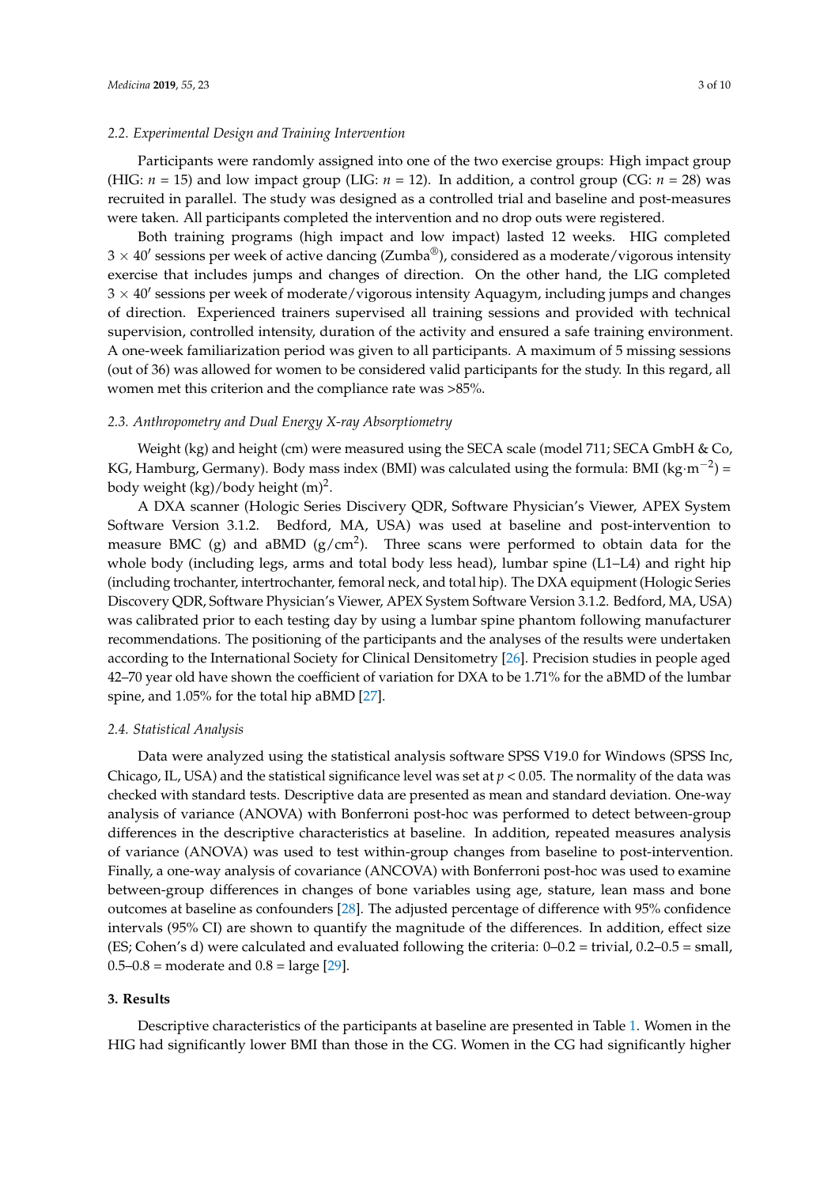### 2.2. Experimental Design and Training Intervention

Participants were randomly assigned into one of the two exercise groups: High impact group (HIG: $n = 15$) and low impact group (LIG: $n = 12$). In addition, a control group (CG: $n = 28$) was recruited in parallel. The study was designed as a controlled trial and baseline and post-measures were taken. All participants completed the intervention and no drop outs were registered.

Both training programs (high impact and low impact) lasted 12 weeks. HIG completed $3 \times 40'$ sessions per week of active dancing (Zumba®), considered as a moderate/vigorous intensity exercise that includes jumps and changes of direction. On the other hand, the LIG completed $3 \times 40'$ sessions per week of moderate/vigorous intensity Aquagym, including jumps and changes of direction. Experienced trainers supervised all training sessions and provided with technical supervision, controlled intensity, duration of the activity and ensured a safe training environment. A one-week familiarization period was given to all participants. A maximum of 5 missing sessions (out of 36) was allowed for women to be considered valid participants for the study. In this regard, all women met this criterion and the compliance rate was >85%.

### 2.3. Anthropometry and Dual Energy X-ray Absorptiometry

Weight (kg) and height (cm) were measured using the SECA scale (model 711; SECA GmbH & Co, KG, Hamburg, Germany). Body mass index (BMI) was calculated using the formula: BMI ($kg \cdot m^{-2}$) = body weight (kg)/body height $(m)^2$.

A DXA scanner (Hologic Series Discovery QDR, Software Physician's Viewer, APEX System Software Version 3.1.2. Bedford, MA, USA) was used at baseline and post-intervention to measure BMC (g) and aBMD ($g/cm^2$). Three scans were performed to obtain data for the whole body (including legs, arms and total body less head), lumbar spine (L1–L4) and right hip (including trochanter, intertrochanter, femoral neck, and total hip). The DXA equipment (Hologic Series Discovery QDR, Software Physician's Viewer, APEX System Software Version 3.1.2. Bedford, MA, USA) was calibrated prior to each testing day by using a lumbar spine phantom following manufacturer recommendations. The positioning of the participants and the analyses of the results were undertaken according to the International Society for Clinical Densitometry [26]. Precision studies in people aged 42–70 year old have shown the coefficient of variation for DXA to be 1.71% for the aBMD of the lumbar spine, and 1.05% for the total hip aBMD [27].

### 2.4. Statistical Analysis

Data were analyzed using the statistical analysis software SPSS V19.0 for Windows (SPSS Inc, Chicago, IL, USA) and the statistical significance level was set at $p < 0.05$. The normality of the data was checked with standard tests. Descriptive data are presented as mean and standard deviation. One-way analysis of variance (ANOVA) with Bonferroni post-hoc was performed to detect between-group differences in the descriptive characteristics at baseline. In addition, repeated measures analysis of variance (ANOVA) was used to test within-group changes from baseline to post-intervention. Finally, a one-way analysis of covariance (ANCOVA) with Bonferroni post-hoc was used to examine between-group differences in changes of bone variables using age, stature, lean mass and bone outcomes at baseline as confounders [28]. The adjusted percentage of difference with 95% confidence intervals (95% CI) are shown to quantify the magnitude of the differences. In addition, effect size (ES; Cohen's d) were calculated and evaluated following the criteria: 0–0.2 = trivial, 0.2–0.5 = small, 0.5–0.8 = moderate and 0.8 = large [29].

## 3. Results

Descriptive characteristics of the participants at baseline are presented in Table 1. Women in the HIG had significantly lower BMI than those in the CG. Women in the CG had significantly higher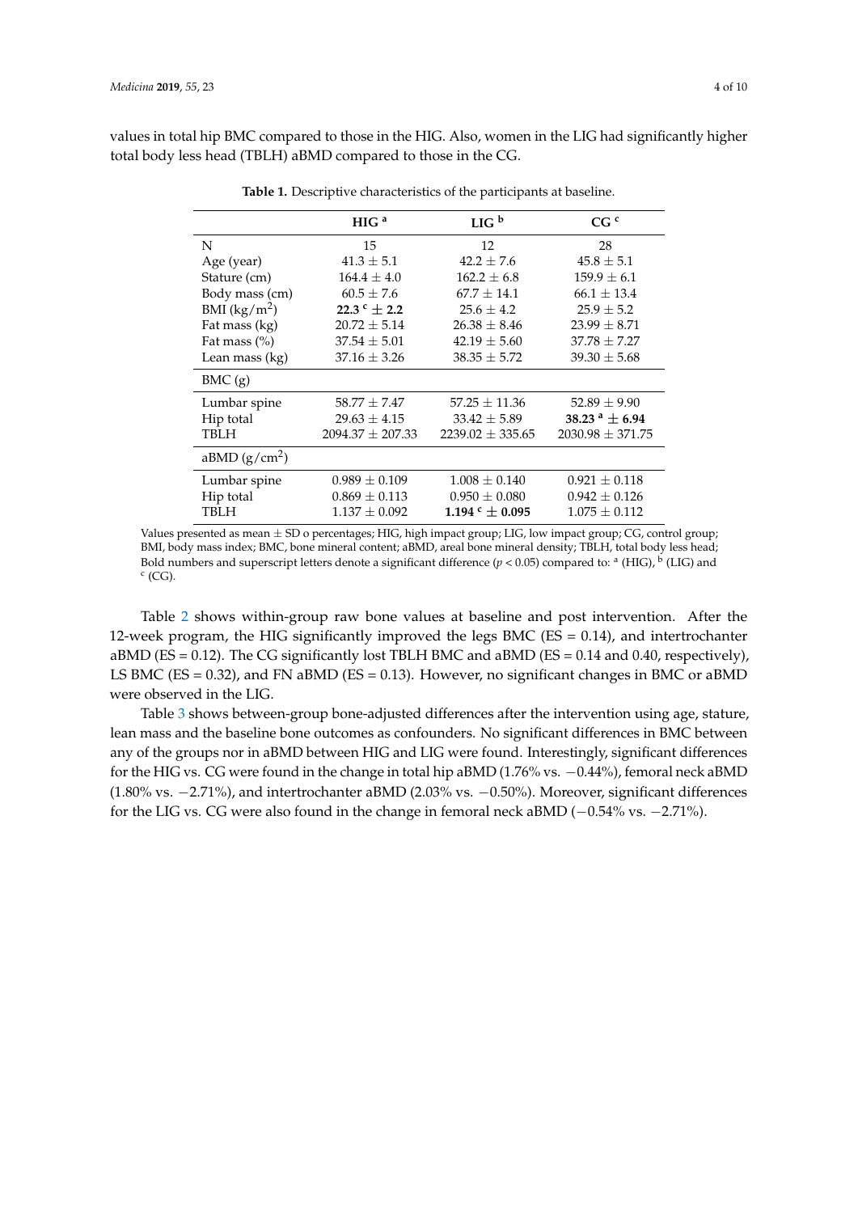values in total hip BMC compared to those in the HIG. Also, women in the LIG had significantly higher total body less head (TBLH) aBMD compared to those in the CG.

**Table 1.** Descriptive characteristics of the participants at baseline.

| | HIG [a] | LIG [b] | CG [c] |
|---|---|---|---|
| N | 15 | 12 | 28 |
| Age (year) | 41.3 ± 5.1 | 42.2 ± 7.6 | 45.8 ± 5.1 |
| Stature (cm) | 164.4 ± 4.0 | 162.2 ± 6.8 | 159.9 ± 6.1 |
| Body mass (cm) | 60.5 ± 7.6 | 67.7 ± 14.1 | 66.1 ± 13.4 |
| BMI (kg/m$^2$) | **22.3 [c] ± 2.2** | 25.6 ± 4.2 | 25.9 ± 5.2 |
| Fat mass (kg) | 20.72 ± 5.14 | 26.38 ± 8.46 | 23.99 ± 8.71 |
| Fat mass (%) | 37.54 ± 5.01 | 42.19 ± 5.60 | 37.78 ± 7.27 |
| Lean mass (kg) | 37.16 ± 3.26 | 38.35 ± 5.72 | 39.30 ± 5.68 |
| BMC (g) | | | |
| Lumbar spine | 58.77 ± 7.47 | 57.25 ± 11.36 | 52.89 ± 9.90 |
| Hip total | 29.63 ± 4.15 | 33.42 ± 5.89 | **38.23 [a] ± 6.94** |
| TBLH | 2094.37 ± 207.33 | 2239.02 ± 335.65 | 2030.98 ± 371.75 |
| aBMD (g/cm$^2$) | | | |
| Lumbar spine | 0.989 ± 0.109 | 1.008 ± 0.140 | 0.921 ± 0.118 |
| Hip total | 0.869 ± 0.113 | 0.950 ± 0.080 | 0.942 ± 0.126 |
| TBLH | 1.137 ± 0.092 | **1.194 [c] ± 0.095** | 1.075 ± 0.112 |

Values presented as mean ± SD o percentages; HIG, high impact group; LIG, low impact group; CG, control group; BMI, body mass index; BMC, bone mineral content; aBMD, areal bone mineral density; TBLH, total body less head; Bold numbers and superscript letters denote a significant difference ($p < 0.05$) compared to: [a] (HIG), [b] (LIG) and [c] (CG).

Table 2 shows within-group raw bone values at baseline and post intervention. After the 12-week program, the HIG significantly improved the legs BMC (ES = 0.14), and intertrochanter aBMD (ES = 0.12). The CG significantly lost TBLH BMC and aBMD (ES = 0.14 and 0.40, respectively), LS BMC (ES = 0.32), and FN aBMD (ES = 0.13). However, no significant changes in BMC or aBMD were observed in the LIG.

Table 3 shows between-group bone-adjusted differences after the intervention using age, stature, lean mass and the baseline bone outcomes as confounders. No significant differences in BMC between any of the groups nor in aBMD between HIG and LIG were found. Interestingly, significant differences for the HIG vs. CG were found in the change in total hip aBMD (1.76% vs. −0.44%), femoral neck aBMD (1.80% vs. −2.71%), and intertrochanter aBMD (2.03% vs. −0.50%). Moreover, significant differences for the LIG vs. CG were also found in the change in femoral neck aBMD (−0.54% vs. −2.71%).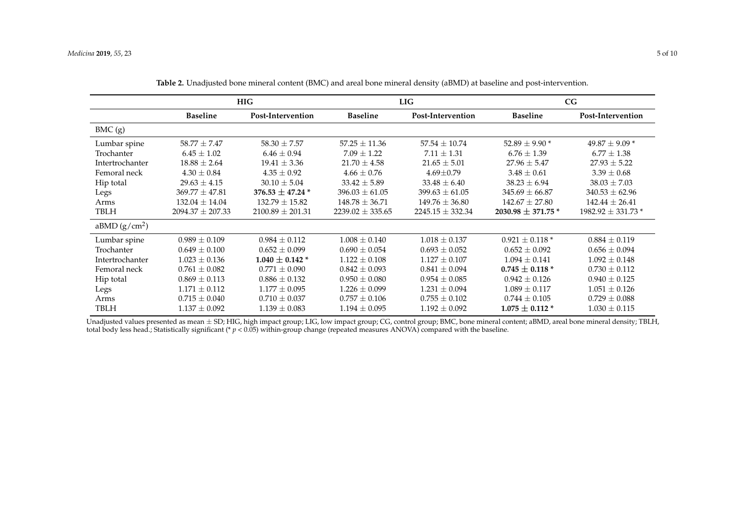**Table 2.** Unadjusted bone mineral content (BMC) and areal bone mineral density (aBMD) at baseline and post-intervention.

| | HIG | | LIG | | CG | |
|---|---|---|---|---|---|---|
| | **Baseline** | **Post-Intervention** | **Baseline** | **Post-Intervention** | **Baseline** | **Post-Intervention** |
| BMC (g) | | | | | | |
| Lumbar spine | 58.77 ± 7.47 | 58.30 ± 7.57 | 57.25 ± 11.36 | 57.54 ± 10.74 | 52.89 ± 9.90 * | 49.87 ± 9.09 * |
| Trochanter | 6.45 ± 1.02 | 6.46 ± 0.94 | 7.09 ± 1.22 | 7.11 ± 1.31 | 6.76 ± 1.39 | 6.77 ± 1.38 |
| Intertrochanter | 18.88 ± 2.64 | 19.41 ± 3.36 | 21.70 ± 4.58 | 21.65 ± 5.01 | 27.96 ± 5.47 | 27.93 ± 5.22 |
| Femoral neck | 4.30 ± 0.84 | 4.35 ± 0.92 | 4.66 ± 0.76 | 4.69±0.79 | 3.48 ± 0.61 | 3.39 ± 0.68 |
| Hip total | 29.63 ± 4.15 | 30.10 ± 5.04 | 33.42 ± 5.89 | 33.48 ± 6.40 | 38.23 ± 6.94 | 38.03 ± 7.03 |
| Legs | 369.77 ± 47.81 | **376.53 ± 47.24** * | 396.03 ± 61.05 | 399.63 ± 61.05 | 345.69 ± 66.87 | 340.53 ± 62.96 |
| Arms | 132.04 ± 14.04 | 132.79 ± 15.82 | 148.78 ± 36.71 | 149.76 ± 36.80 | 142.67 ± 27.80 | 142.44 ± 26.41 |
| TBLH | 2094.37 ± 207.33 | 2100.89 ± 201.31 | 2239.02 ± 335.65 | 2245.15 ± 332.34 | **2030.98 ± 371.75** * | 1982.92 ± 331.73 * |
| aBMD ($g/cm^2$) | | | | | | |
| Lumbar spine | 0.989 ± 0.109 | 0.984 ± 0.112 | 1.008 ± 0.140 | 1.018 ± 0.137 | 0.921 ± 0.118 * | 0.884 ± 0.119 |
| Trochanter | 0.649 ± 0.100 | 0.652 ± 0.099 | 0.690 ± 0.054 | 0.693 ± 0.052 | 0.652 ± 0.092 | 0.656 ± 0.094 |
| Intertrochanter | 1.023 ± 0.136 | **1.040 ± 0.142** * | 1.122 ± 0.108 | 1.127 ± 0.107 | 1.094 ± 0.141 | 1.092 ± 0.148 |
| Femoral neck | 0.761 ± 0.082 | 0.771 ± 0.090 | 0.842 ± 0.093 | 0.841 ± 0.094 | **0.745 ± 0.118** * | 0.730 ± 0.112 |
| Hip total | 0.869 ± 0.113 | 0.886 ± 0.132 | 0.950 ± 0.080 | 0.954 ± 0.085 | 0.942 ± 0.126 | 0.940 ± 0.125 |
| Legs | 1.171 ± 0.112 | 1.177 ± 0.095 | 1.226 ± 0.099 | 1.231 ± 0.094 | 1.089 ± 0.117 | 1.051 ± 0.126 |
| Arms | 0.715 ± 0.040 | 0.710 ± 0.037 | 0.757 ± 0.106 | 0.755 ± 0.102 | 0.744 ± 0.105 | 0.729 ± 0.088 |
| TBLH | 1.137 ± 0.092 | 1.139 ± 0.083 | 1.194 ± 0.095 | 1.192 ± 0.092 | **1.075 ± 0.112** * | 1.030 ± 0.115 |

Unadjusted values presented as mean ± SD; HIG, high impact group; LIG, low impact group; CG, control group; BMC, bone mineral content; aBMD, areal bone mineral density; TBLH, total body less head.; Statistically significant (* $p < 0.05$) within-group change (repeated measures ANOVA) compared with the baseline.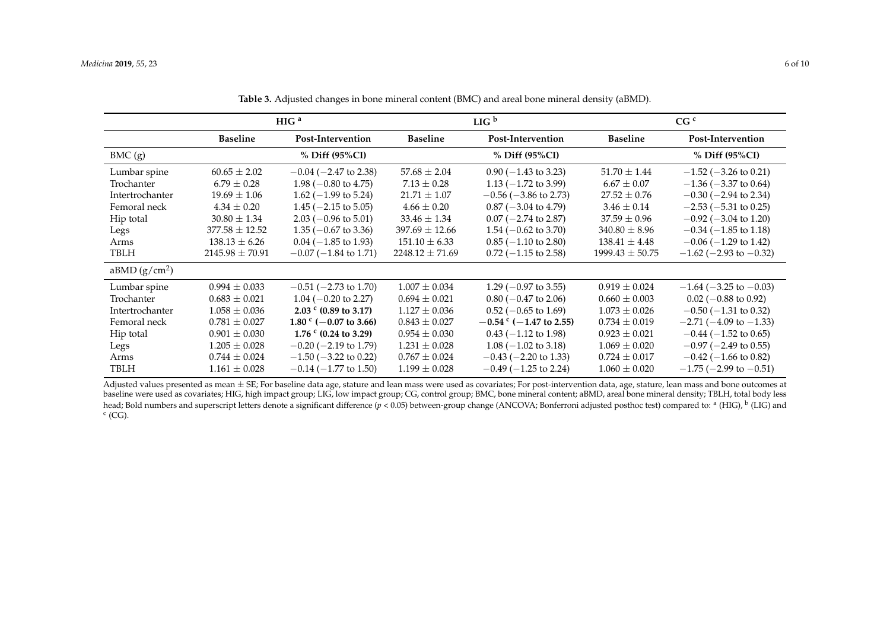**Table 3.** Adjusted changes in bone mineral content (BMC) and areal bone mineral density (aBMD).

| | HIG [a] | | LIG [b] | | CG [c] | |
|---|---|---|---|---|---|---|
| | **Baseline** | **Post-Intervention** | **Baseline** | **Post-Intervention** | **Baseline** | **Post-Intervention** |
| BMC (g) | | **% Diff (95%CI)** | | **% Diff (95%CI)** | | **% Diff (95%CI)** |
| Lumbar spine | 60.65 ± 2.02 | −0.04 (−2.47 to 2.38) | 57.68 ± 2.04 | 0.90 (−1.43 to 3.23) | 51.70 ± 1.44 | −1.52 (−3.26 to 0.21) |
| Trochanter | 6.79 ± 0.28 | 1.98 (−0.80 to 4.75) | 7.13 ± 0.28 | 1.13 (−1.72 to 3.99) | 6.67 ± 0.07 | −1.36 (−3.37 to 0.64) |
| Intertrochanter | 19.69 ± 1.06 | 1.62 (−1.99 to 5.24) | 21.71 ± 1.07 | −0.56 (−3.86 to 2.73) | 27.52 ± 0.76 | −0.30 (−2.94 to 2.34) |
| Femoral neck | 4.34 ± 0.20 | 1.45 (−2.15 to 5.05) | 4.66 ± 0.20 | 0.87 (−3.04 to 4.79) | 3.46 ± 0.14 | −2.53 (−5.31 to 0.25) |
| Hip total | 30.80 ± 1.34 | 2.03 (−0.96 to 5.01) | 33.46 ± 1.34 | 0.07 (−2.74 to 2.87) | 37.59 ± 0.96 | −0.92 (−3.04 to 1.20) |
| Legs | 377.58 ± 12.52 | 1.35 (−0.67 to 3.36) | 397.69 ± 12.66 | 1.54 (−0.62 to 3.70) | 340.80 ± 8.96 | −0.34 (−1.85 to 1.18) |
| Arms | 138.13 ± 6.26 | 0.04 (−1.85 to 1.93) | 151.10 ± 6.33 | 0.85 (−1.10 to 2.80) | 138.41 ± 4.48 | −0.06 (−1.29 to 1.42) |
| TBLH | 2145.98 ± 70.91 | −0.07 (−1.84 to 1.71) | 2248.12 ± 71.69 | 0.72 (−1.15 to 2.58) | 1999.43 ± 50.75 | −1.62 (−2.93 to −0.32) |
| aBMD (g/cm$^2$) | | | | | | |
| Lumbar spine | 0.994 ± 0.033 | −0.51 (−2.73 to 1.70) | 1.007 ± 0.034 | 1.29 (−0.97 to 3.55) | 0.919 ± 0.024 | −1.64 (−3.25 to −0.03) |
| Trochanter | 0.683 ± 0.021 | 1.04 (−0.20 to 2.27) | 0.694 ± 0.021 | 0.80 (−0.47 to 2.06) | 0.660 ± 0.003 | 0.02 (−0.88 to 0.92) |
| Intertrochanter | 1.058 ± 0.036 | **2.03 [c] (0.89 to 3.17)** | 1.127 ± 0.036 | 0.52 (−0.65 to 1.69) | 1.073 ± 0.026 | −0.50 (−1.31 to 0.32) |
| Femoral neck | 0.781 ± 0.027 | **1.80 [c] (−0.07 to 3.66)** | 0.843 ± 0.027 | **−0.54 [c] (−1.47 to 2.55)** | 0.734 ± 0.019 | −2.71 (−4.09 to −1.33) |
| Hip total | 0.901 ± 0.030 | **1.76 [c] (0.24 to 3.29)** | 0.954 ± 0.030 | 0.43 (−1.12 to 1.98) | 0.923 ± 0.021 | −0.44 (−1.52 to 0.65) |
| Legs | 1.205 ± 0.028 | −0.20 (−2.19 to 1.79) | 1.231 ± 0.028 | 1.08 (−1.02 to 3.18) | 1.069 ± 0.020 | −0.97 (−2.49 to 0.55) |
| Arms | 0.744 ± 0.024 | −1.50 (−3.22 to 0.22) | 0.767 ± 0.024 | −0.43 (−2.20 to 1.33) | 0.724 ± 0.017 | −0.42 (−1.66 to 0.82) |
| TBLH | 1.161 ± 0.028 | −0.14 (−1.77 to 1.50) | 1.199 ± 0.028 | −0.49 (−1.25 to 2.24) | 1.060 ± 0.020 | −1.75 (−2.99 to −0.51) |

Adjusted values presented as mean ± SE; For baseline data age, stature and lean mass were used as covariates; For post-intervention data, age, stature, lean mass and bone outcomes at baseline were used as covariates; HIG, high impact group; LIG, low impact group; CG, control group; BMC, bone mineral content; aBMD, areal bone mineral density; TBLH, total body less head; Bold numbers and superscript letters denote a significant difference ($p < 0.05$) between-group change (ANCOVA; Bonferroni adjusted posthoc test) compared to: [a] (HIG), [b] (LIG) and [c] (CG).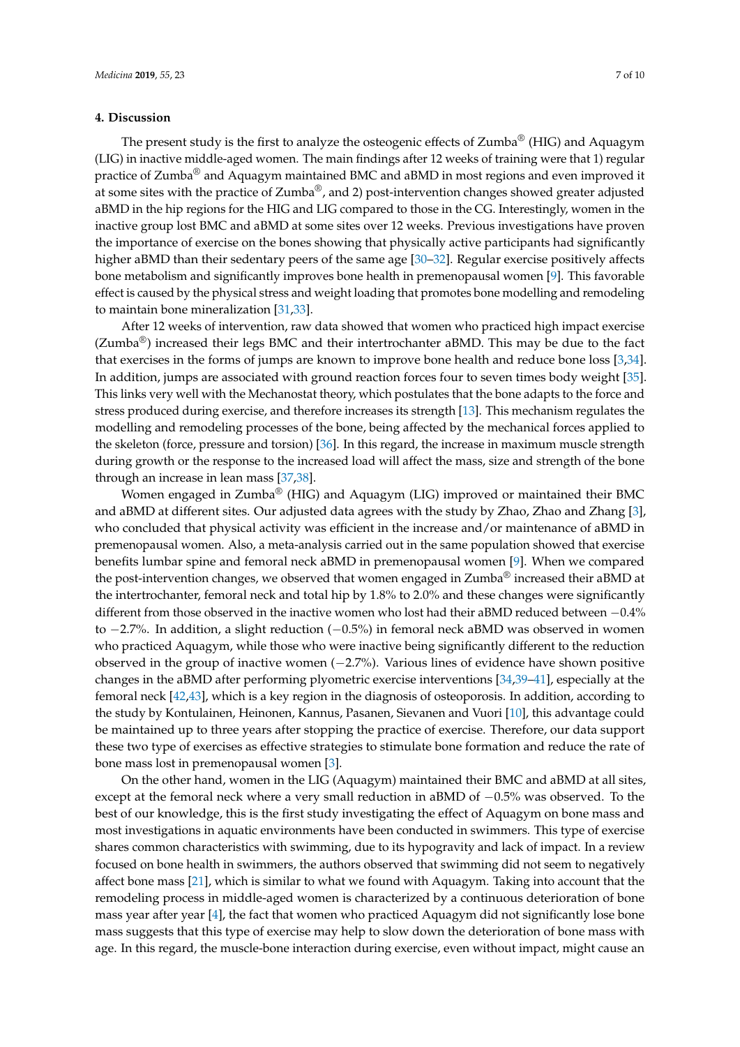## 4. Discussion

The present study is the first to analyze the osteogenic effects of Zumba® (HIG) and Aquagym (LIG) in inactive middle-aged women. The main findings after 12 weeks of training were that 1) regular practice of Zumba® and Aquagym maintained BMC and aBMD in most regions and even improved it at some sites with the practice of Zumba®, and 2) post-intervention changes showed greater adjusted aBMD in the hip regions for the HIG and LIG compared to those in the CG. Interestingly, women in the inactive group lost BMC and aBMD at some sites over 12 weeks. Previous investigations have proven the importance of exercise on the bones showing that physically active participants had significantly higher aBMD than their sedentary peers of the same age [30–32]. Regular exercise positively affects bone metabolism and significantly improves bone health in premenopausal women [9]. This favorable effect is caused by the physical stress and weight loading that promotes bone modelling and remodeling to maintain bone mineralization [31,33].

After 12 weeks of intervention, raw data showed that women who practiced high impact exercise (Zumba®) increased their legs BMC and their intertrochanter aBMD. This may be due to the fact that exercises in the forms of jumps are known to improve bone health and reduce bone loss [3,34]. In addition, jumps are associated with ground reaction forces four to seven times body weight [35]. This links very well with the Mechanostat theory, which postulates that the bone adapts to the force and stress produced during exercise, and therefore increases its strength [13]. This mechanism regulates the modelling and remodeling processes of the bone, being affected by the mechanical forces applied to the skeleton (force, pressure and torsion) [36]. In this regard, the increase in maximum muscle strength during growth or the response to the increased load will affect the mass, size and strength of the bone through an increase in lean mass [37,38].

Women engaged in Zumba® (HIG) and Aquagym (LIG) improved or maintained their BMC and aBMD at different sites. Our adjusted data agrees with the study by Zhao, Zhao and Zhang [3], who concluded that physical activity was efficient in the increase and/or maintenance of aBMD in premenopausal women. Also, a meta-analysis carried out in the same population showed that exercise benefits lumbar spine and femoral neck aBMD in premenopausal women [9]. When we compared the post-intervention changes, we observed that women engaged in Zumba® increased their aBMD at the intertrochanter, femoral neck and total hip by 1.8% to 2.0% and these changes were significantly different from those observed in the inactive women who lost had their aBMD reduced between −0.4% to −2.7%. In addition, a slight reduction (−0.5%) in femoral neck aBMD was observed in women who practiced Aquagym, while those who were inactive being significantly different to the reduction observed in the group of inactive women (−2.7%). Various lines of evidence have shown positive changes in the aBMD after performing plyometric exercise interventions [34,39–41], especially at the femoral neck [42,43], which is a key region in the diagnosis of osteoporosis. In addition, according to the study by Kontulainen, Heinonen, Kannus, Pasanen, Sievanen and Vuori [10], this advantage could be maintained up to three years after stopping the practice of exercise. Therefore, our data support these two type of exercises as effective strategies to stimulate bone formation and reduce the rate of bone mass lost in premenopausal women [3].

On the other hand, women in the LIG (Aquagym) maintained their BMC and aBMD at all sites, except at the femoral neck where a very small reduction in aBMD of −0.5% was observed. To the best of our knowledge, this is the first study investigating the effect of Aquagym on bone mass and most investigations in aquatic environments have been conducted in swimmers. This type of exercise shares common characteristics with swimming, due to its hypogravity and lack of impact. In a review focused on bone health in swimmers, the authors observed that swimming did not seem to negatively affect bone mass [21], which is similar to what we found with Aquagym. Taking into account that the remodeling process in middle-aged women is characterized by a continuous deterioration of bone mass year after year [4], the fact that women who practiced Aquagym did not significantly lose bone mass suggests that this type of exercise may help to slow down the deterioration of bone mass with age. In this regard, the muscle-bone interaction during exercise, even without impact, might cause an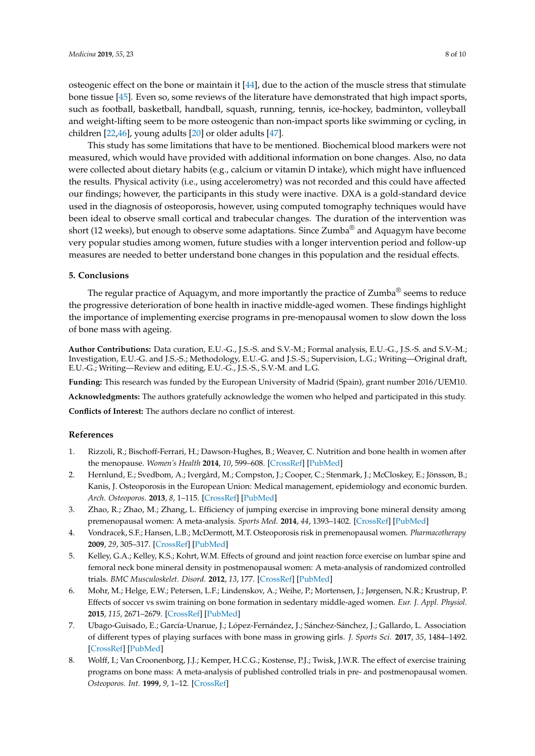osteogenic effect on the bone or maintain it [44], due to the action of the muscle stress that stimulate bone tissue [45]. Even so, some reviews of the literature have demonstrated that high impact sports, such as football, basketball, handball, squash, running, tennis, ice-hockey, badminton, volleyball and weight-lifting seem to be more osteogenic than non-impact sports like swimming or cycling, in children [22,46], young adults [20] or older adults [47].

This study has some limitations that have to be mentioned. Biochemical blood markers were not measured, which would have provided with additional information on bone changes. Also, no data were collected about dietary habits (e.g., calcium or vitamin D intake), which might have influenced the results. Physical activity (i.e., using accelerometry) was not recorded and this could have affected our findings; however, the participants in this study were inactive. DXA is a gold-standard device used in the diagnosis of osteoporosis, however, using computed tomography techniques would have been ideal to observe small cortical and trabecular changes. The duration of the intervention was short (12 weeks), but enough to observe some adaptations. Since Zumba® and Aquagym have become very popular studies among women, future studies with a longer intervention period and follow-up measures are needed to better understand bone changes in this population and the residual effects.

## 5. Conclusions

The regular practice of Aquagym, and more importantly the practice of Zumba® seems to reduce the progressive deterioration of bone health in inactive middle-aged women. These findings highlight the importance of implementing exercise programs in pre-menopausal women to slow down the loss of bone mass with ageing.

**Author Contributions:** Data curation, E.U.-G., J.S.-S. and S.V.-M.; Formal analysis, E.U.-G., J.S.-S. and S.V.-M.; Investigation, E.U.-G. and J.S.-S.; Methodology, E.U.-G. and J.S.-S.; Supervision, L.G.; Writing—Original draft, E.U.-G.; Writing—Review and editing, E.U.-G., J.S.-S., S.V.-M. and L.G.

**Funding:** This research was funded by the European University of Madrid (Spain), grant number 2016/UEM10.

**Acknowledgments:** The authors gratefully acknowledge the women who helped and participated in this study.

**Conflicts of Interest:** The authors declare no conflict of interest.

## References

1. Rizzoli, R.; Bischoff-Ferrari, H.; Dawson-Hughes, B.; Weaver, C. Nutrition and bone health in women after the menopause. *Women's Health* **2014**, *10*, 599–608. [CrossRef] [PubMed]
2. Hernlund, E.; Svedbom, A.; Ivergård, M.; Compston, J.; Cooper, C.; Stenmark, J.; McCloskey, E.; Jönsson, B.; Kanis, J. Osteoporosis in the European Union: Medical management, epidemiology and economic burden. *Arch. Osteoporos.* **2013**, *8*, 1–115. [CrossRef] [PubMed]
3. Zhao, R.; Zhao, M.; Zhang, L. Efficiency of jumping exercise in improving bone mineral density among premenopausal women: A meta-analysis. *Sports Med.* **2014**, *44*, 1393–1402. [CrossRef] [PubMed]
4. Vondracek, S.F.; Hansen, L.B.; McDermott, M.T. Osteoporosis risk in premenopausal women. *Pharmacotherapy* **2009**, *29*, 305–317. [CrossRef] [PubMed]
5. Kelley, G.A.; Kelley, K.S.; Kohrt, W.M. Effects of ground and joint reaction force exercise on lumbar spine and femoral neck bone mineral density in postmenopausal women: A meta-analysis of randomized controlled trials. *BMC Musculoskelet. Disord.* **2012**, *13*, 177. [CrossRef] [PubMed]
6. Mohr, M.; Helge, E.W.; Petersen, L.F.; Lindenskov, A.; Weihe, P.; Mortensen, J.; Jørgensen, N.R.; Krustrup, P. Effects of soccer vs swim training on bone formation in sedentary middle-aged women. *Eur. J. Appl. Physiol.* **2015**, *115*, 2671–2679. [CrossRef] [PubMed]
7. Ubago-Guisado, E.; García-Unanue, J.; López-Fernández, J.; Sánchez-Sánchez, J.; Gallardo, L. Association of different types of playing surfaces with bone mass in growing girls. *J. Sports Sci.* **2017**, *35*, 1484–1492. [CrossRef] [PubMed]
8. Wolff, I.; Van Croonenborg, J.J.; Kemper, H.C.G.; Kostense, P.J.; Twisk, J.W.R. The effect of exercise training programs on bone mass: A meta-analysis of published controlled trials in pre- and postmenopausal women. *Osteoporos. Int.* **1999**, *9*, 1–12. [CrossRef]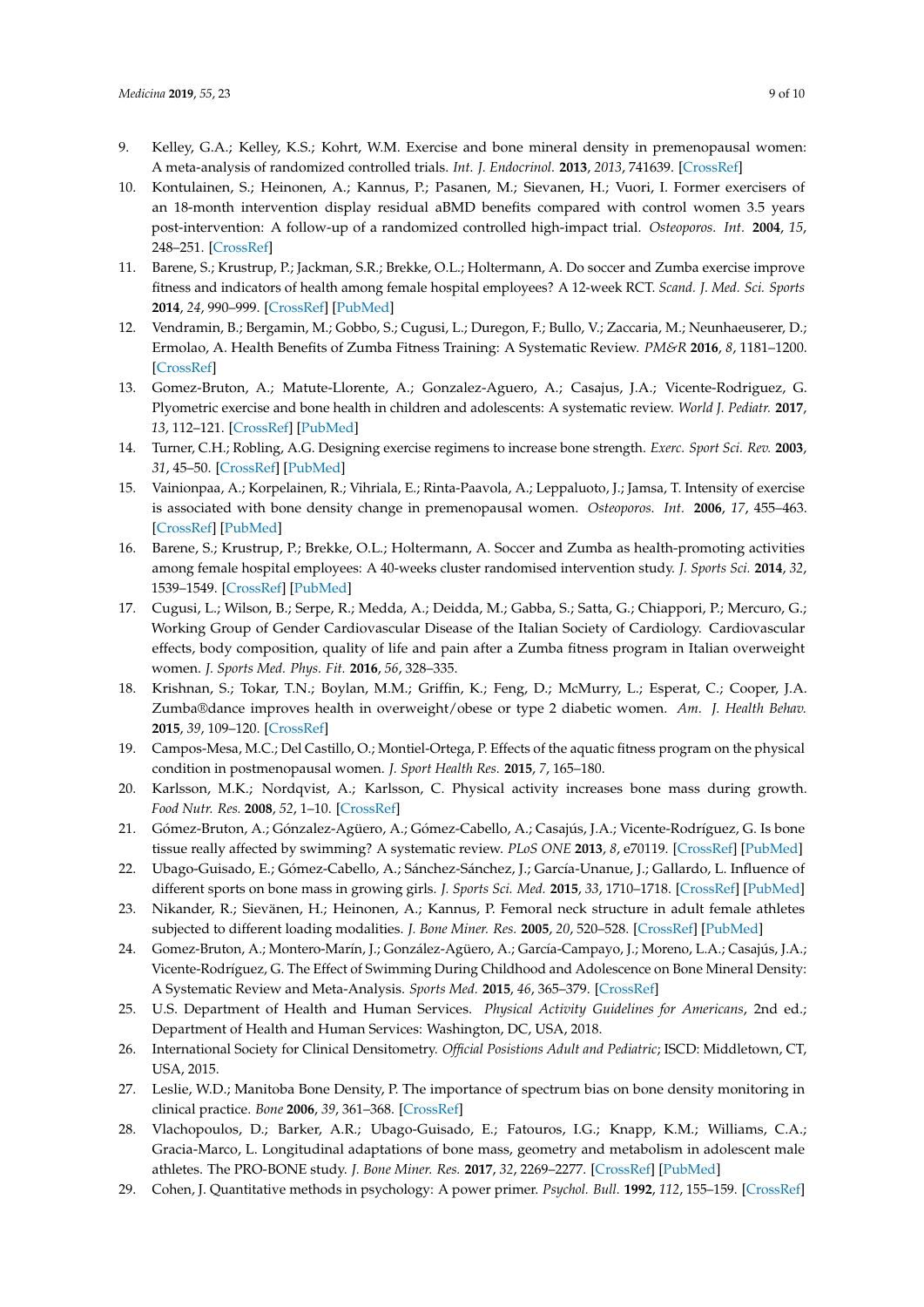9. Kelley, G.A.; Kelley, K.S.; Kohrt, W.M. Exercise and bone mineral density in premenopausal women: A meta-analysis of randomized controlled trials. *Int. J. Endocrinol.* **2013**, *2013*, 741639. [CrossRef]
10. Kontulainen, S.; Heinonen, A.; Kannus, P.; Pasanen, M.; Sievanen, H.; Vuori, I. Former exercisers of an 18-month intervention display residual aBMD benefits compared with control women 3.5 years post-intervention: A follow-up of a randomized controlled high-impact trial. *Osteoporos. Int.* **2004**, *15*, 248–251. [CrossRef]
11. Barene, S.; Krustrup, P.; Jackman, S.R.; Brekke, O.L.; Holtermann, A. Do soccer and Zumba exercise improve fitness and indicators of health among female hospital employees? A 12-week RCT. *Scand. J. Med. Sci. Sports* **2014**, *24*, 990–999. [CrossRef] [PubMed]
12. Vendramin, B.; Bergamin, M.; Gobbo, S.; Cugusi, L.; Duregon, F.; Bullo, V.; Zaccaria, M.; Neunhaeuserer, D.; Ermolao, A. Health Benefits of Zumba Fitness Training: A Systematic Review. *PM&R* **2016**, *8*, 1181–1200. [CrossRef]
13. Gomez-Bruton, A.; Matute-Llorente, A.; Gonzalez-Aguero, A.; Casajus, J.A.; Vicente-Rodriguez, G. Plyometric exercise and bone health in children and adolescents: A systematic review. *World J. Pediatr.* **2017**, *13*, 112–121. [CrossRef] [PubMed]
14. Turner, C.H.; Robling, A.G. Designing exercise regimens to increase bone strength. *Exerc. Sport Sci. Rev.* **2003**, *31*, 45–50. [CrossRef] [PubMed]
15. Vainionpaa, A.; Korpelainen, R.; Vihriala, E.; Rinta-Paavola, A.; Leppaluoto, J.; Jamsa, T. Intensity of exercise is associated with bone density change in premenopausal women. *Osteoporos. Int.* **2006**, *17*, 455–463. [CrossRef] [PubMed]
16. Barene, S.; Krustrup, P.; Brekke, O.L.; Holtermann, A. Soccer and Zumba as health-promoting activities among female hospital employees: A 40-weeks cluster randomised intervention study. *J. Sports Sci.* **2014**, *32*, 1539–1549. [CrossRef] [PubMed]
17. Cugusi, L.; Wilson, B.; Serpe, R.; Medda, A.; Deidda, M.; Gabba, S.; Satta, G.; Chiappori, P.; Mercuro, G.; Working Group of Gender Cardiovascular Disease of the Italian Society of Cardiology. Cardiovascular effects, body composition, quality of life and pain after a Zumba fitness program in Italian overweight women. *J. Sports Med. Phys. Fit.* **2016**, *56*, 328–335.
18. Krishnan, S.; Tokar, T.N.; Boylan, M.M.; Griffin, K.; Feng, D.; McMurry, L.; Esperat, C.; Cooper, J.A. Zumba®dance improves health in overweight/obese or type 2 diabetic women. *Am. J. Health Behav.* **2015**, *39*, 109–120. [CrossRef]
19. Campos-Mesa, M.C.; Del Castillo, O.; Montiel-Ortega, P. Effects of the aquatic fitness program on the physical condition in postmenopausal women. *J. Sport Health Res.* **2015**, *7*, 165–180.
20. Karlsson, M.K.; Nordqvist, A.; Karlsson, C. Physical activity increases bone mass during growth. *Food Nutr. Res.* **2008**, *52*, 1–10. [CrossRef]
21. Gómez-Bruton, A.; Gónzalez-Agüero, A.; Gómez-Cabello, A.; Casajús, J.A.; Vicente-Rodríguez, G. Is bone tissue really affected by swimming? A systematic review. *PLoS ONE* **2013**, *8*, e70119. [CrossRef] [PubMed]
22. Ubago-Guisado, E.; Gómez-Cabello, A.; Sánchez-Sánchez, J.; García-Unanue, J.; Gallardo, L. Influence of different sports on bone mass in growing girls. *J. Sports Sci. Med.* **2015**, *33*, 1710–1718. [CrossRef] [PubMed]
23. Nikander, R.; Sievänen, H.; Heinonen, A.; Kannus, P. Femoral neck structure in adult female athletes subjected to different loading modalities. *J. Bone Miner. Res.* **2005**, *20*, 520–528. [CrossRef] [PubMed]
24. Gomez-Bruton, A.; Montero-Marín, J.; González-Agüero, A.; García-Campayo, J.; Moreno, L.A.; Casajús, J.A.; Vicente-Rodríguez, G. The Effect of Swimming During Childhood and Adolescence on Bone Mineral Density: A Systematic Review and Meta-Analysis. *Sports Med.* **2015**, *46*, 365–379. [CrossRef]
25. U.S. Department of Health and Human Services. *Physical Activity Guidelines for Americans*, 2nd ed.; Department of Health and Human Services: Washington, DC, USA, 2018.
26. International Society for Clinical Densitometry. *Official Posistions Adult and Pediatric*; ISCD: Middletown, CT, USA, 2015.
27. Leslie, W.D.; Manitoba Bone Density, P. The importance of spectrum bias on bone density monitoring in clinical practice. *Bone* **2006**, *39*, 361–368. [CrossRef]
28. Vlachopoulos, D.; Barker, A.R.; Ubago-Guisado, E.; Fatouros, I.G.; Knapp, K.M.; Williams, C.A.; Gracia-Marco, L. Longitudinal adaptations of bone mass, geometry and metabolism in adolescent male athletes. The PRO-BONE study. *J. Bone Miner. Res.* **2017**, *32*, 2269–2277. [CrossRef] [PubMed]
29. Cohen, J. Quantitative methods in psychology: A power primer. *Psychol. Bull.* **1992**, *112*, 155–159. [CrossRef]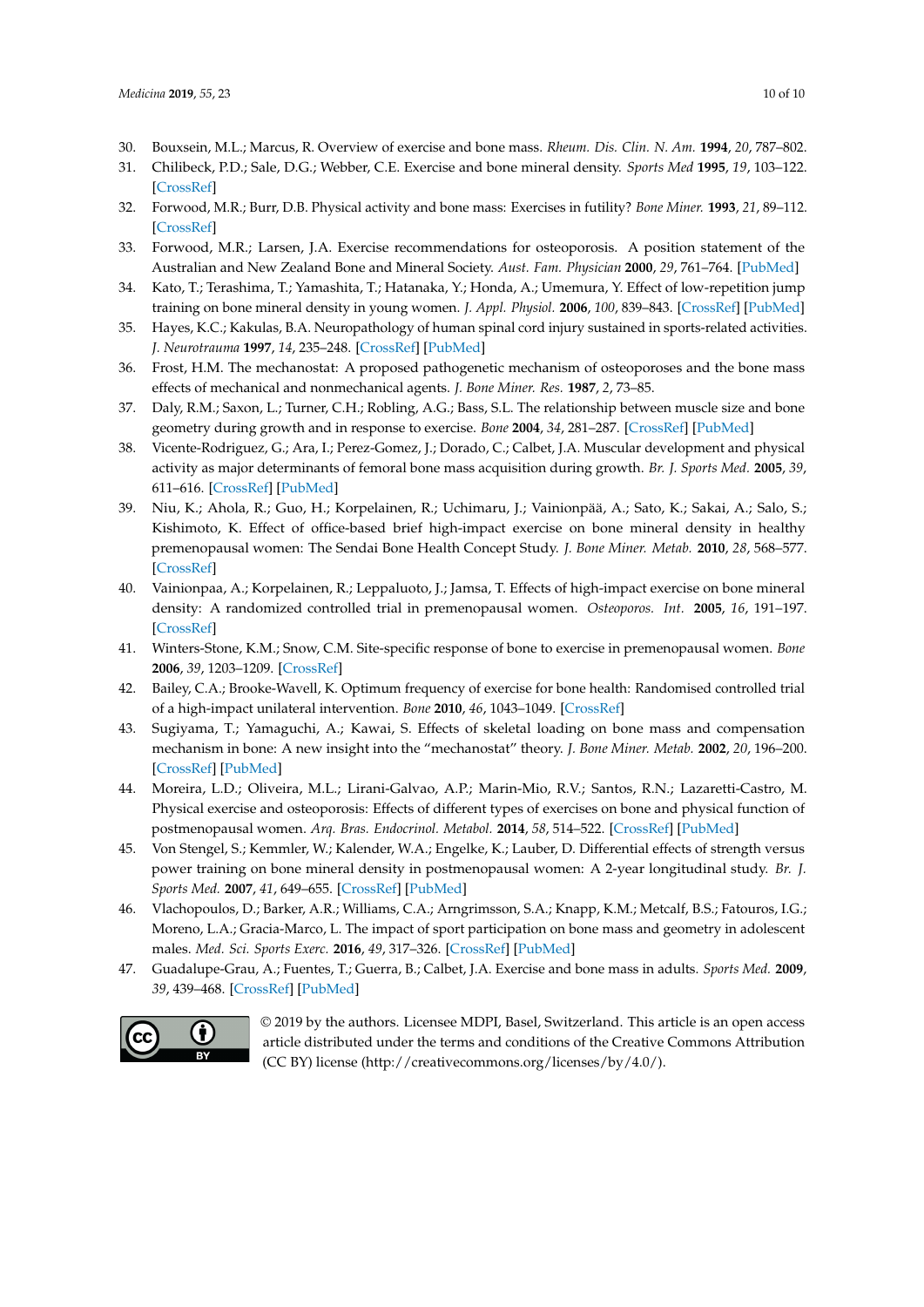30. Bouxsein, M.L.; Marcus, R. Overview of exercise and bone mass. *Rheum. Dis. Clin. N. Am.* **1994**, *20*, 787–802.
31. Chilibeck, P.D.; Sale, D.G.; Webber, C.E. Exercise and bone mineral density. *Sports Med* **1995**, *19*, 103–122. [CrossRef]
32. Forwood, M.R.; Burr, D.B. Physical activity and bone mass: Exercises in futility? *Bone Miner.* **1993**, *21*, 89–112. [CrossRef]
33. Forwood, M.R.; Larsen, J.A. Exercise recommendations for osteoporosis. A position statement of the Australian and New Zealand Bone and Mineral Society. *Aust. Fam. Physician* **2000**, *29*, 761–764. [PubMed]
34. Kato, T.; Terashima, T.; Yamashita, T.; Hatanaka, Y.; Honda, A.; Umemura, Y. Effect of low-repetition jump training on bone mineral density in young women. *J. Appl. Physiol.* **2006**, *100*, 839–843. [CrossRef] [PubMed]
35. Hayes, K.C.; Kakulas, B.A. Neuropathology of human spinal cord injury sustained in sports-related activities. *J. Neurotrauma* **1997**, *14*, 235–248. [CrossRef] [PubMed]
36. Frost, H.M. The mechanostat: A proposed pathogenetic mechanism of osteoporoses and the bone mass effects of mechanical and nonmechanical agents. *J. Bone Miner. Res.* **1987**, *2*, 73–85.
37. Daly, R.M.; Saxon, L.; Turner, C.H.; Robling, A.G.; Bass, S.L. The relationship between muscle size and bone geometry during growth and in response to exercise. *Bone* **2004**, *34*, 281–287. [CrossRef] [PubMed]
38. Vicente-Rodriguez, G.; Ara, I.; Perez-Gomez, J.; Dorado, C.; Calbet, J.A. Muscular development and physical activity as major determinants of femoral bone mass acquisition during growth. *Br. J. Sports Med.* **2005**, *39*, 611–616. [CrossRef] [PubMed]
39. Niu, K.; Ahola, R.; Guo, H.; Korpelainen, R.; Uchimaru, J.; Vainionpää, A.; Sato, K.; Sakai, A.; Salo, S.; Kishimoto, K. Effect of office-based brief high-impact exercise on bone mineral density in healthy premenopausal women: The Sendai Bone Health Concept Study. *J. Bone Miner. Metab.* **2010**, *28*, 568–577. [CrossRef]
40. Vainionpaa, A.; Korpelainen, R.; Leppaluoto, J.; Jamsa, T. Effects of high-impact exercise on bone mineral density: A randomized controlled trial in premenopausal women. *Osteoporos. Int.* **2005**, *16*, 191–197. [CrossRef]
41. Winters-Stone, K.M.; Snow, C.M. Site-specific response of bone to exercise in premenopausal women. *Bone* **2006**, *39*, 1203–1209. [CrossRef]
42. Bailey, C.A.; Brooke-Wavell, K. Optimum frequency of exercise for bone health: Randomised controlled trial of a high-impact unilateral intervention. *Bone* **2010**, *46*, 1043–1049. [CrossRef]
43. Sugiyama, T.; Yamaguchi, A.; Kawai, S. Effects of skeletal loading on bone mass and compensation mechanism in bone: A new insight into the "mechanostat" theory. *J. Bone Miner. Metab.* **2002**, *20*, 196–200. [CrossRef] [PubMed]
44. Moreira, L.D.; Oliveira, M.L.; Lirani-Galvao, A.P.; Marin-Mio, R.V.; Santos, R.N.; Lazaretti-Castro, M. Physical exercise and osteoporosis: Effects of different types of exercises on bone and physical function of postmenopausal women. *Arq. Bras. Endocrinol. Metabol.* **2014**, *58*, 514–522. [CrossRef] [PubMed]
45. Von Stengel, S.; Kemmler, W.; Kalender, W.A.; Engelke, K.; Lauber, D. Differential effects of strength versus power training on bone mineral density in postmenopausal women: A 2-year longitudinal study. *Br. J. Sports Med.* **2007**, *41*, 649–655. [CrossRef] [PubMed]
46. Vlachopoulos, D.; Barker, A.R.; Williams, C.A.; Arngrimsson, S.A.; Knapp, K.M.; Metcalf, B.S.; Fatouros, I.G.; Moreno, L.A.; Gracia-Marco, L. The impact of sport participation on bone mass and geometry in adolescent males. *Med. Sci. Sports Exerc.* **2016**, *49*, 317–326. [CrossRef] [PubMed]
47. Guadalupe-Grau, A.; Fuentes, T.; Guerra, B.; Calbet, J.A. Exercise and bone mass in adults. *Sports Med.* **2009**, *39*, 439–468. [CrossRef] [PubMed]

© 2019 by the authors. Licensee MDPI, Basel, Switzerland. This article is an open access article distributed under the terms and conditions of the Creative Commons Attribution (CC BY) license (http://creativecommons.org/licenses/by/4.0/).